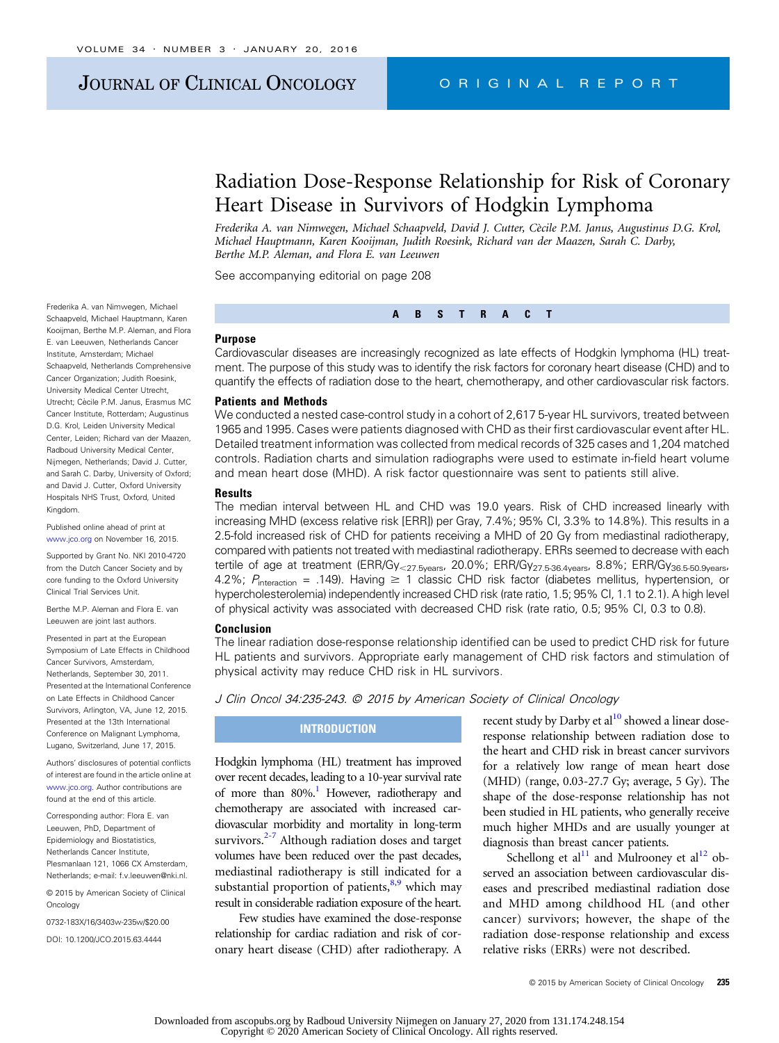# Radiation Dose-Response Relationship for Risk of Coronary Heart Disease in Survivors of Hodgkin Lymphoma

*Frederika A. van Nimwegen, Michael Schaapveld, David J. Cutter, Cècile P.M. Janus, Augustinus D.G. Krol, Michael Hauptmann, Karen Kooijman, Judith Roesink, Richard van der Maazen, Sarah C. Darby, Berthe M.P. Aleman, and Flora E. van Leeuwen*

See accompanying editorial on page 208

Frederika A. van Nimwegen, Michael Schaapveld, Michael Hauptmann, Karen Kooijman, Berthe M.P. Aleman, and Flora E. van Leeuwen, Netherlands Cancer Institute, Amsterdam; Michael Schaapveld, Netherlands Comprehensive Cancer Organization; Judith Roesink, University Medical Center Utrecht, Utrecht; Cècile P.M. Janus, Erasmus MC Cancer Institute, Rotterdam; Augustinus D.G. Krol, Leiden University Medical Center, Leiden; Richard van der Maazen, Radboud University Medical Center, Nijmegen, Netherlands; David J. Cutter, and Sarah C. Darby, University of Oxford; and David J. Cutter, Oxford University Hospitals NHS Trust, Oxford, United Kingdom.

Published online ahead of print at www.jco.org on November 16, 2015.

Supported by Grant No. NKI 2010-4720 from the Dutch Cancer Society and by core funding to the Oxford University Clinical Trial Services Unit.

Berthe M.P. Aleman and Flora E. van Leeuwen are joint last authors.

Presented in part at the European Symposium of Late Effects in Childhood Cancer Survivors, Amsterdam, Netherlands, September 30, 2011. Presented at the International Conference on Late Effects in Childhood Cancer Survivors, Arlington, VA, June 12, 2015. Presented at the 13th International Conference on Malignant Lymphoma, Lugano, Switzerland, June 17, 2015.

Authors' disclosures of potential conflicts of interest are found in the article online at www.jco.org. Author contributions are found at the end of this article.

Corresponding author: Flora E. van Leeuwen, PhD, Department of Epidemiology and Biostatistics, Netherlands Cancer Institute, Plesmanlaan 121, 1066 CX Amsterdam, Netherlands; e-mail: f.v.leeuwen@nki.nl.

© 2015 by American Society of Clinical Oncology

0732-183X/16/3403w-235w/$20.00

DOI: 10.1200/JCO.2015.63.4444

## ABSTRACT

### Purpose

Cardiovascular diseases are increasingly recognized as late effects of Hodgkin lymphoma (HL) treatment. The purpose of this study was to identify the risk factors for coronary heart disease (CHD) and to quantify the effects of radiation dose to the heart, chemotherapy, and other cardiovascular risk factors.

### Patients and Methods

We conducted a nested case-control study in a cohort of 2,617 5-year HL survivors, treated between 1965 and 1995. Cases were patients diagnosed with CHD as their first cardiovascular event after HL. Detailed treatment information was collected from medical records of 325 cases and 1,204 matched controls. Radiation charts and simulation radiographs were used to estimate in-field heart volume and mean heart dose (MHD). A risk factor questionnaire was sent to patients still alive.

### Results

The median interval between HL and CHD was 19.0 years. Risk of CHD increased linearly with increasing MHD (excess relative risk [ERR] per Gray, 7.4%; 95% CI, 3.3% to 14.8%). This results in a 2.5-fold increased risk of CHD for patients receiving a MHD of 20 Gy from mediastinal radiotherapy, compared with patients not treated with mediastinal radiotherapy. ERRs seemed to decrease with each tertile of age at treatment ($ERR/Gy_{<27.5years}$, 20.0%; $ERR/Gy_{27.5\text{-}36.4years}$, 8.8%; $ERR/Gy_{36.5\text{-}50.9years}$, 4.2%; $P_{interaction}$ = .149). Having ≥ 1 classic CHD risk factor (diabetes mellitus, hypertension, or hypercholesterolemia) independently increased CHD risk (rate ratio, 1.5; 95% CI, 1.1 to 2.1). A high level of physical activity was associated with decreased CHD risk (rate ratio, 0.5; 95% CI, 0.3 to 0.8).

### Conclusion

The linear radiation dose-response relationship identified can be used to predict CHD risk for future HL patients and survivors. Appropriate early management of CHD risk factors and stimulation of physical activity may reduce CHD risk in HL survivors.

*J Clin Oncol 34:235-243. © 2015 by American Society of Clinical Oncology*

## INTRODUCTION

Hodgkin lymphoma (HL) treatment has improved over recent decades, leading to a 10-year survival rate of more than 80%.[1] However, radiotherapy and chemotherapy are associated with increased cardiovascular morbidity and mortality in long-term survivors.[2-7] Although radiation doses and target volumes have been reduced over the past decades, mediastinal radiotherapy is still indicated for a substantial proportion of patients,[8,9] which may result in considerable radiation exposure of the heart.

Few studies have examined the dose-response relationship for cardiac radiation and risk of coronary heart disease (CHD) after radiotherapy. A recent study by Darby et al[10] showed a linear dose-response relationship between radiation dose to the heart and CHD risk in breast cancer survivors for a relatively low range of mean heart dose (MHD) (range, 0.03-27.7 Gy; average, 5 Gy). The shape of the dose-response relationship has not been studied in HL patients, who generally receive much higher MHDs and are usually younger at diagnosis than breast cancer patients.

Schellong et al[11] and Mulrooney et al[12] observed an association between cardiovascular diseases and prescribed mediastinal radiation dose and MHD among childhood HL (and other cancer) survivors; however, the shape of the radiation dose-response relationship and excess relative risks (ERRs) were not described.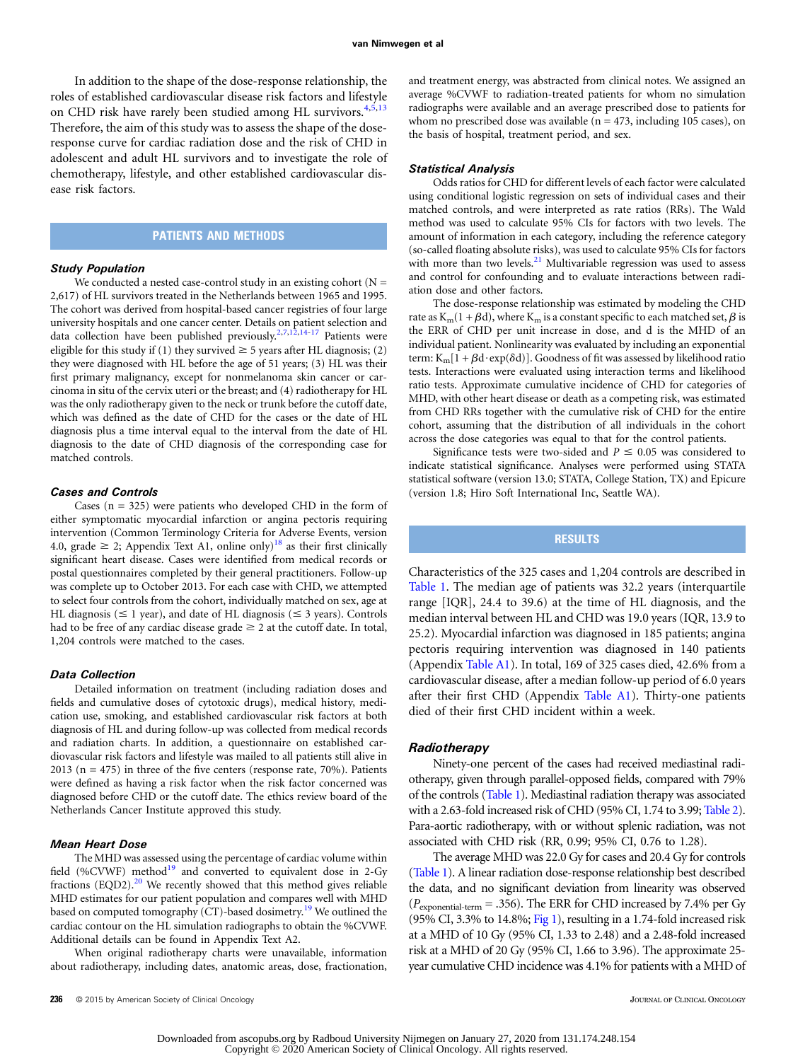In addition to the shape of the dose-response relationship, the roles of established cardiovascular disease risk factors and lifestyle on CHD risk have rarely been studied among HL survivors.[4,5,13] Therefore, the aim of this study was to assess the shape of the dose-response curve for cardiac radiation dose and the risk of CHD in adolescent and adult HL survivors and to investigate the role of chemotherapy, lifestyle, and other established cardiovascular disease risk factors.

## PATIENTS AND METHODS

### Study Population

We conducted a nested case-control study in an existing cohort (N = 2,617) of HL survivors treated in the Netherlands between 1965 and 1995. The cohort was derived from hospital-based cancer registries of four large university hospitals and one cancer center. Details on patient selection and data collection have been published previously.[2,7,12,14-17] Patients were eligible for this study if (1) they survived ≥ 5 years after HL diagnosis; (2) they were diagnosed with HL before the age of 51 years; (3) HL was their first primary malignancy, except for nonmelanoma skin cancer or carcinoma in situ of the cervix uteri or the breast; and (4) radiotherapy for HL was the only radiotherapy given to the neck or trunk before the cutoff date, which was defined as the date of CHD for the cases or the date of HL diagnosis plus a time interval equal to the interval from the date of HL diagnosis to the date of CHD diagnosis of the corresponding case for matched controls.

### Cases and Controls

Cases (n = 325) were patients who developed CHD in the form of either symptomatic myocardial infarction or angina pectoris requiring intervention (Common Terminology Criteria for Adverse Events, version 4.0, grade ≥ 2; Appendix Text A1, online only)[18] as their first clinically significant heart disease. Cases were identified from medical records or postal questionnaires completed by their general practitioners. Follow-up was complete up to October 2013. For each case with CHD, we attempted to select four controls from the cohort, individually matched on sex, age at HL diagnosis (≤ 1 year), and date of HL diagnosis (≤ 3 years). Controls had to be free of any cardiac disease grade ≥ 2 at the cutoff date. In total, 1,204 controls were matched to the cases.

### Data Collection

Detailed information on treatment (including radiation doses and fields and cumulative doses of cytotoxic drugs), medical history, medication use, smoking, and established cardiovascular risk factors at both diagnosis of HL and during follow-up was collected from medical records and radiation charts. In addition, a questionnaire on established cardiovascular risk factors and lifestyle was mailed to all patients still alive in 2013 (n = 475) in three of the five centers (response rate, 70%). Patients were defined as having a risk factor when the risk factor concerned was diagnosed before CHD or the cutoff date. The ethics review board of the Netherlands Cancer Institute approved this study.

### Mean Heart Dose

The MHD was assessed using the percentage of cardiac volume within field (%CVWF) method[19] and converted to equivalent dose in 2-Gy fractions (EQD2).[20] We recently showed that this method gives reliable MHD estimates for our patient population and compares well with MHD based on computed tomography (CT)-based dosimetry.[19] We outlined the cardiac contour on the HL simulation radiographs to obtain the %CVWF. Additional details can be found in Appendix Text A2.

When original radiotherapy charts were unavailable, information about radiotherapy, including dates, anatomic areas, dose, fractionation, and treatment energy, was abstracted from clinical notes. We assigned an average %CVWF to radiation-treated patients for whom no simulation radiographs were available and an average prescribed dose to patients for whom no prescribed dose was available (n = 473, including 105 cases), on the basis of hospital, treatment period, and sex.

### Statistical Analysis

Odds ratios for CHD for different levels of each factor were calculated using conditional logistic regression on sets of individual cases and their matched controls, and were interpreted as rate ratios (RRs). The Wald method was used to calculate 95% CIs for factors with two levels. The amount of information in each category, including the reference category (so-called floating absolute risks), was used to calculate 95% CIs for factors with more than two levels.[21] Multivariable regression was used to assess and control for confounding and to evaluate interactions between radiation dose and other factors.

The dose-response relationship was estimated by modeling the CHD rate as $K_m(1 + \beta d)$, where $K_m$ is a constant specific to each matched set, $\beta$ is the ERR of CHD per unit increase in dose, and d is the MHD of an individual patient. Nonlinearity was evaluated by including an exponential term: $K_m[1 + \beta d \cdot \exp(\delta d)]$. Goodness of fit was assessed by likelihood ratio tests. Interactions were evaluated using interaction terms and likelihood ratio tests. Approximate cumulative incidence of CHD for categories of MHD, with other heart disease or death as a competing risk, was estimated from CHD RRs together with the cumulative risk of CHD for the entire cohort, assuming that the distribution of all individuals in the cohort across the dose categories was equal to that for the control patients.

Significance tests were two-sided and $P \leq 0.05$ was considered to indicate statistical significance. Analyses were performed using STATA statistical software (version 13.0; STATA, College Station, TX) and Epicure (version 1.8; Hiro Soft International Inc, Seattle WA).

## RESULTS

Characteristics of the 325 cases and 1,204 controls are described in Table 1. The median age of patients was 32.2 years (interquartile range [IQR], 24.4 to 39.6) at the time of HL diagnosis, and the median interval between HL and CHD was 19.0 years (IQR, 13.9 to 25.2). Myocardial infarction was diagnosed in 185 patients; angina pectoris requiring intervention was diagnosed in 140 patients (Appendix Table A1). In total, 169 of 325 cases died, 42.6% from a cardiovascular disease, after a median follow-up period of 6.0 years after their first CHD (Appendix Table A1). Thirty-one patients died of their first CHD incident within a week.

### Radiotherapy

Ninety-one percent of the cases had received mediastinal radiotherapy, given through parallel-opposed fields, compared with 79% of the controls (Table 1). Mediastinal radiation therapy was associated with a 2.63-fold increased risk of CHD (95% CI, 1.74 to 3.99; Table 2). Para-aortic radiotherapy, with or without splenic radiation, was not associated with CHD risk (RR, 0.99; 95% CI, 0.76 to 1.28).

The average MHD was 22.0 Gy for cases and 20.4 Gy for controls (Table 1). A linear radiation dose-response relationship best described the data, and no significant deviation from linearity was observed ($P_{\text{exponential-term}} = .356$). The ERR for CHD increased by 7.4% per Gy (95% CI, 3.3% to 14.8%; Fig 1), resulting in a 1.74-fold increased risk at a MHD of 10 Gy (95% CI, 1.33 to 2.48) and a 2.48-fold increased risk at a MHD of 20 Gy (95% CI, 1.66 to 3.96). The approximate 25-year cumulative CHD incidence was 4.1% for patients with a MHD of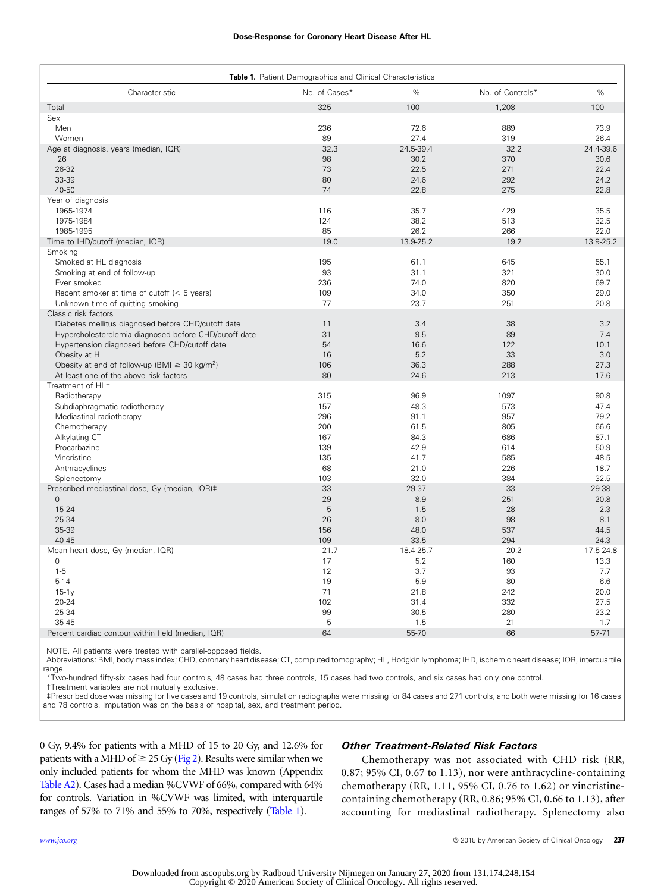**Table 1.** Patient Demographics and Clinical Characteristics

| Characteristic | No. of Cases* | % | No. of Controls* | % |
|---|---|---|---|---|
| Total | 325 | 100 | 1,208 | 100 |
| Sex | | | | |
| Men | 236 | 72.6 | 889 | 73.9 |
| Women | 89 | 27.4 | 319 | 26.4 |
| Age at diagnosis, years (median, IQR) | 32.3 | 24.5-39.4 | 32.2 | 24.4-39.6 |
| 26 | 98 | 30.2 | 370 | 30.6 |
| 26-32 | 73 | 22.5 | 271 | 22.4 |
| 33-39 | 80 | 24.6 | 292 | 24.2 |
| 40-50 | 74 | 22.8 | 275 | 22.8 |
| Year of diagnosis | | | | |
| 1965-1974 | 116 | 35.7 | 429 | 35.5 |
| 1975-1984 | 124 | 38.2 | 513 | 32.5 |
| 1985-1995 | 85 | 26.2 | 266 | 22.0 |
| Time to IHD/cutoff (median, IQR) | 19.0 | 13.9-25.2 | 19.2 | 13.9-25.2 |
| Smoking | | | | |
| Smoked at HL diagnosis | 195 | 61.1 | 645 | 55.1 |
| Smoking at end of follow-up | 93 | 31.1 | 321 | 30.0 |
| Ever smoked | 236 | 74.0 | 820 | 69.7 |
| Recent smoker at time of cutoff (< 5 years) | 109 | 34.0 | 350 | 29.0 |
| Unknown time of quitting smoking | 77 | 23.7 | 251 | 20.8 |
| Classic risk factors | | | | |
| Diabetes mellitus diagnosed before CHD/cutoff date | 11 | 3.4 | 38 | 3.2 |
| Hypercholesterolemia diagnosed before CHD/cutoff date | 31 | 9.5 | 89 | 7.4 |
| Hypertension diagnosed before CHD/cutoff date | 54 | 16.6 | 122 | 10.1 |
| Obesity at HL | 16 | 5.2 | 33 | 3.0 |
| Obesity at end of follow-up (BMI ≥ 30 kg/m²) | 106 | 36.3 | 288 | 27.3 |
| At least one of the above risk factors | 80 | 24.6 | 213 | 17.6 |
| Treatment of HL† | | | | |
| Radiotherapy | 315 | 96.9 | 1097 | 90.8 |
| Subdiaphragmatic radiotherapy | 157 | 48.3 | 573 | 47.4 |
| Mediastinal radiotherapy | 296 | 91.1 | 957 | 79.2 |
| Chemotherapy | 200 | 61.5 | 805 | 66.6 |
| Alkylating CT | 167 | 84.3 | 686 | 87.1 |
| Procarbazine | 139 | 42.9 | 614 | 50.9 |
| Vincristine | 135 | 41.7 | 585 | 48.5 |
| Anthracyclines | 68 | 21.0 | 226 | 18.7 |
| Splenectomy | 103 | 32.0 | 384 | 32.5 |
| Prescribed mediastinal dose, Gy (median, IQR)‡ | 33 | 29-37 | 33 | 29-38 |
| 0 | 29 | 8.9 | 251 | 20.8 |
| 15-24 | 5 | 1.5 | 28 | 2.3 |
| 25-34 | 26 | 8.0 | 98 | 8.1 |
| 35-39 | 156 | 48.0 | 537 | 44.5 |
| 40-45 | 109 | 33.5 | 294 | 24.3 |
| Mean heart dose, Gy (median, IQR) | 21.7 | 18.4-25.7 | 20.2 | 17.5-24.8 |
| 0 | 17 | 5.2 | 160 | 13.3 |
| 1-5 | 12 | 3.7 | 93 | 7.7 |
| 5-14 | 19 | 5.9 | 80 | 6.6 |
| 15-1y | 71 | 21.8 | 242 | 20.0 |
| 20-24 | 102 | 31.4 | 332 | 27.5 |
| 25-34 | 99 | 30.5 | 280 | 23.2 |
| 35-45 | 5 | 1.5 | 21 | 1.7 |
| Percent cardiac contour within field (median, IQR) | 64 | 55-70 | 66 | 57-71 |

NOTE. All patients were treated with parallel-opposed fields.
Abbreviations: BMI, body mass index; CHD, coronary heart disease; CT, computed tomography; HL, Hodgkin lymphoma; IHD, ischemic heart disease; IQR, interquartile range.
*Two-hundred fifty-six cases had four controls, 48 cases had three controls, 15 cases had two controls, and six cases had only one control.
†Treatment variables are not mutually exclusive.
‡Prescribed dose was missing for five cases and 19 controls, simulation radiographs were missing for 84 cases and 271 controls, and both were missing for 16 cases and 78 controls. Imputation was on the basis of hospital, sex, and treatment period.

0 Gy, 9.4% for patients with a MHD of 15 to 20 Gy, and 12.6% for patients with a MHD of ≥ 25 Gy (Fig 2). Results were similar when we only included patients for whom the MHD was known (Appendix Table A2). Cases had a median %CVWF of 66%, compared with 64% for controls. Variation in %CVWF was limited, with interquartile ranges of 57% to 71% and 55% to 70%, respectively (Table 1).

### *Other Treatment-Related Risk Factors*

Chemotherapy was not associated with CHD risk (RR, 0.87; 95% CI, 0.67 to 1.13), nor were anthracycline-containing chemotherapy (RR, 1.11, 95% CI, 0.76 to 1.62) or vincristine-containing chemotherapy (RR, 0.86; 95% CI, 0.66 to 1.13), after accounting for mediastinal radiotherapy. Splenectomy also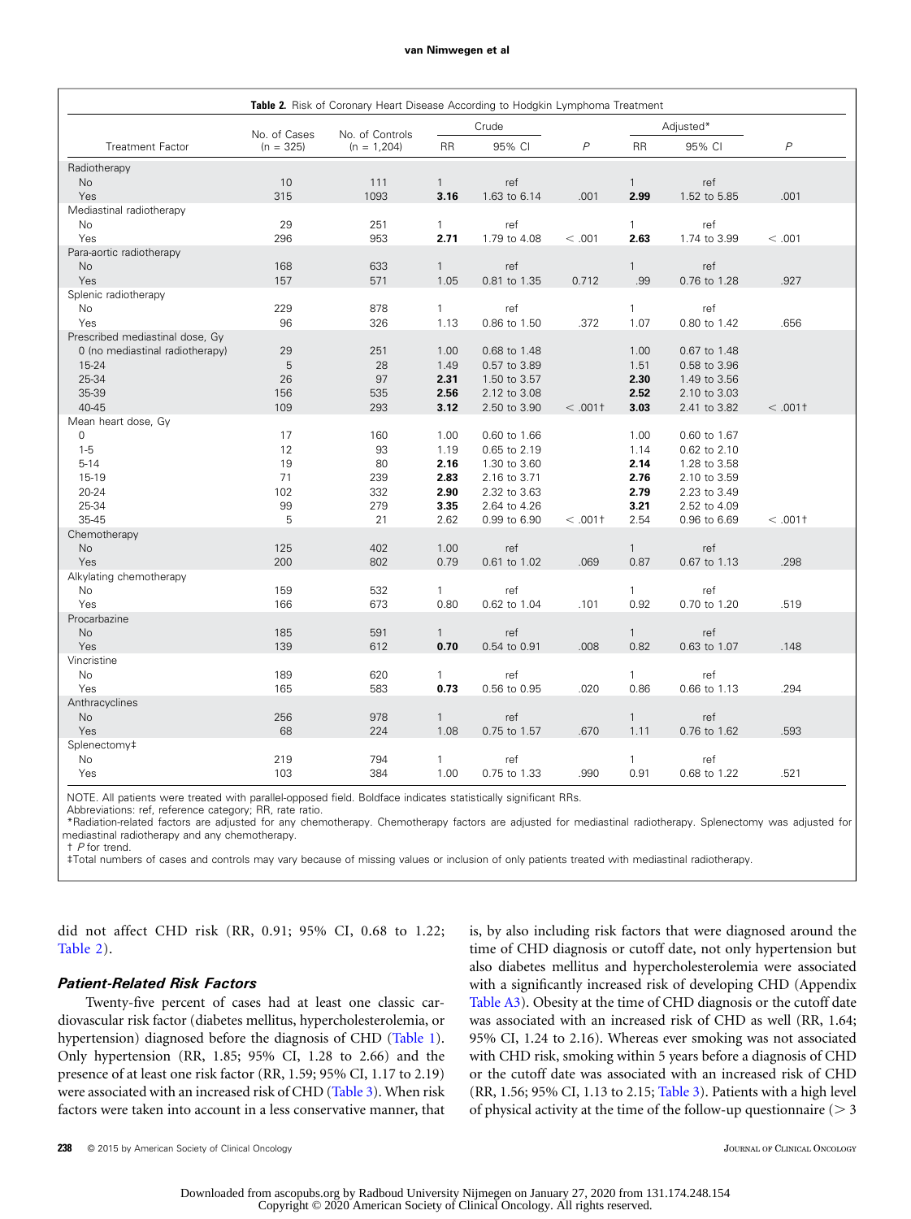**Table 2.** Risk of Coronary Heart Disease According to Hodgkin Lymphoma Treatment

| Treatment Factor | No. of Cases (n = 325) | No. of Controls (n = 1,204) | Crude | | | Adjusted* | | |
|---|---|---|---|---|---|---|---|---|
| | | | RR | 95% CI | P | RR | 95% CI | P |
| Radiotherapy | | | | | | | | |
| No | 10 | 111 | 1 | ref | | 1 | ref | |
| Yes | 315 | 1093 | **3.16** | 1.63 to 6.14 | .001 | **2.99** | 1.52 to 5.85 | .001 |
| Mediastinal radiotherapy | | | | | | | | |
| No | 29 | 251 | 1 | ref | | 1 | ref | |
| Yes | 296 | 953 | **2.71** | 1.79 to 4.08 | < .001 | **2.63** | 1.74 to 3.99 | < .001 |
| Para-aortic radiotherapy | | | | | | | | |
| No | 168 | 633 | 1 | ref | | 1 | ref | |
| Yes | 157 | 571 | 1.05 | 0.81 to 1.35 | 0.712 | .99 | 0.76 to 1.28 | .927 |
| Splenic radiotherapy | | | | | | | | |
| No | 229 | 878 | 1 | ref | | 1 | ref | |
| Yes | 96 | 326 | 1.13 | 0.86 to 1.50 | .372 | 1.07 | 0.80 to 1.42 | .656 |
| Prescribed mediastinal dose, Gy | | | | | | | | |
| 0 (no mediastinal radiotherapy) | 29 | 251 | 1.00 | 0.68 to 1.48 | | 1.00 | 0.67 to 1.48 | |
| 15-24 | 5 | 28 | 1.49 | 0.57 to 3.89 | | 1.51 | 0.58 to 3.96 | |
| 25-34 | 26 | 97 | **2.31** | 1.50 to 3.57 | | **2.30** | 1.49 to 3.56 | |
| 35-39 | 156 | 535 | **2.56** | 2.12 to 3.08 | | **2.52** | 2.10 to 3.03 | |
| 40-45 | 109 | 293 | **3.12** | 2.50 to 3.90 | < .001† | **3.03** | 2.41 to 3.82 | < .001† |
| Mean heart dose, Gy | | | | | | | | |
| 0 | 17 | 160 | 1.00 | 0.60 to 1.66 | | 1.00 | 0.60 to 1.67 | |
| 1-5 | 12 | 93 | 1.19 | 0.65 to 2.19 | | 1.14 | 0.62 to 2.10 | |
| 5-14 | 19 | 80 | **2.16** | 1.30 to 3.60 | | **2.14** | 1.28 to 3.58 | |
| 15-19 | 71 | 239 | **2.83** | 2.16 to 3.71 | | **2.76** | 2.10 to 3.59 | |
| 20-24 | 102 | 332 | **2.90** | 2.32 to 3.63 | | **2.79** | 2.23 to 3.49 | |
| 25-34 | 99 | 279 | **3.35** | 2.64 to 4.26 | | **3.21** | 2.52 to 4.09 | |
| 35-45 | 5 | 21 | 2.62 | 0.99 to 6.90 | < .001† | 2.54 | 0.96 to 6.69 | < .001† |
| Chemotherapy | | | | | | | | |
| No | 125 | 402 | 1.00 | ref | | 1 | ref | |
| Yes | 200 | 802 | 0.79 | 0.61 to 1.02 | .069 | 0.87 | 0.67 to 1.13 | .298 |
| Alkylating chemotherapy | | | | | | | | |
| No | 159 | 532 | 1 | ref | | 1 | ref | |
| Yes | 166 | 673 | 0.80 | 0.62 to 1.04 | .101 | 0.92 | 0.70 to 1.20 | .519 |
| Procarbazine | | | | | | | | |
| No | 185 | 591 | 1 | ref | | 1 | ref | |
| Yes | 139 | 612 | **0.70** | 0.54 to 0.91 | .008 | 0.82 | 0.63 to 1.07 | .148 |
| Vincristine | | | | | | | | |
| No | 189 | 620 | 1 | ref | | 1 | ref | |
| Yes | 165 | 583 | **0.73** | 0.56 to 0.95 | .020 | 0.86 | 0.66 to 1.13 | .294 |
| Anthracyclines | | | | | | | | |
| No | 256 | 978 | 1 | ref | | 1 | ref | |
| Yes | 68 | 224 | 1.08 | 0.75 to 1.57 | .670 | 1.11 | 0.76 to 1.62 | .593 |
| Splenectomy‡ | | | | | | | | |
| No | 219 | 794 | 1 | ref | | 1 | ref | |
| Yes | 103 | 384 | 1.00 | 0.75 to 1.33 | .990 | 0.91 | 0.68 to 1.22 | .521 |

NOTE. All patients were treated with parallel-opposed field. Boldface indicates statistically significant RRs.
Abbreviations: ref, reference category; RR, rate ratio.
*Radiation-related factors are adjusted for any chemotherapy. Chemotherapy factors are adjusted for mediastinal radiotherapy. Splenectomy was adjusted for mediastinal radiotherapy and any chemotherapy.
† *P* for trend.
‡Total numbers of cases and controls may vary because of missing values or inclusion of only patients treated with mediastinal radiotherapy.

did not affect CHD risk (RR, 0.91; 95% CI, 0.68 to 1.22; Table 2).

### *Patient-Related Risk Factors*

Twenty-five percent of cases had at least one classic cardiovascular risk factor (diabetes mellitus, hypercholesterolemia, or hypertension) diagnosed before the diagnosis of CHD (Table 1). Only hypertension (RR, 1.85; 95% CI, 1.28 to 2.66) and the presence of at least one risk factor (RR, 1.59; 95% CI, 1.17 to 2.19) were associated with an increased risk of CHD (Table 3). When risk factors were taken into account in a less conservative manner, that is, by also including risk factors that were diagnosed around the time of CHD diagnosis or cutoff date, not only hypertension but also diabetes mellitus and hypercholesterolemia were associated with a significantly increased risk of developing CHD (Appendix Table A3). Obesity at the time of CHD diagnosis or the cutoff date was associated with an increased risk of CHD as well (RR, 1.64; 95% CI, 1.24 to 2.16). Whereas ever smoking was not associated with CHD risk, smoking within 5 years before a diagnosis of CHD or the cutoff date was associated with an increased risk of CHD (RR, 1.56; 95% CI, 1.13 to 2.15; Table 3). Patients with a high level of physical activity at the time of the follow-up questionnaire (> 3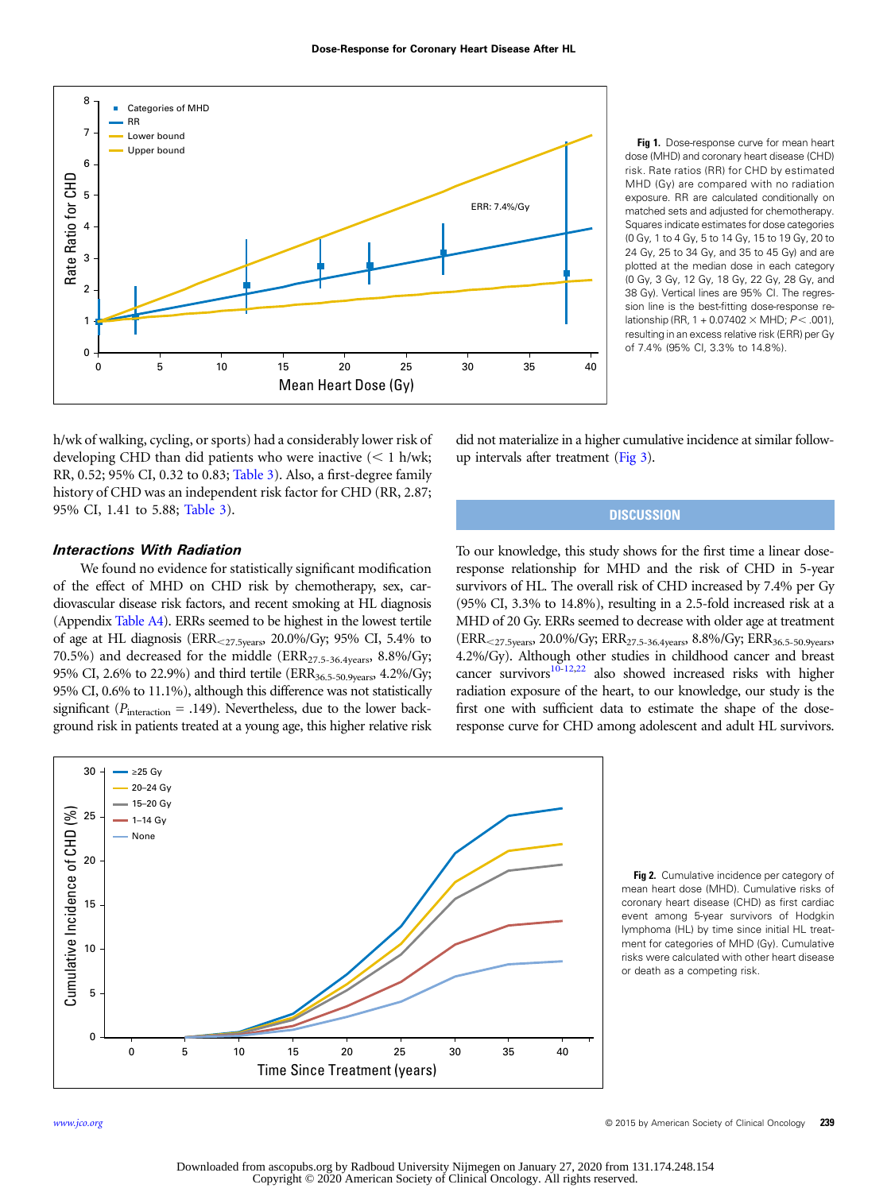Fig 1. Dose-response curve for mean heart dose (MHD) and coronary heart disease (CHD) risk. Rate ratios (RR) for CHD by estimated MHD (Gy) are compared with no radiation exposure. RR are calculated conditionally on matched sets and adjusted for chemotherapy. Squares indicate estimates for dose categories (0 Gy, 1 to 4 Gy, 5 to 14 Gy, 15 to 19 Gy, 20 to 24 Gy, 25 to 34 Gy, and 35 to 45 Gy) and are plotted at the median dose in each category (0 Gy, 3 Gy, 12 Gy, 18 Gy, 22 Gy, 28 Gy, and 38 Gy). Vertical lines are 95% CI. The regression line is the best-fitting dose-response relationship (RR, $1 + 0.07402 \times$ MHD; $P < .001$), resulting in an excess relative risk (ERR) per Gy of 7.4% (95% CI, 3.3% to 14.8%).

h/wk of walking, cycling, or sports) had a considerably lower risk of developing CHD than did patients who were inactive (< 1 h/wk; RR, 0.52; 95% CI, 0.32 to 0.83; Table 3). Also, a first-degree family history of CHD was an independent risk factor for CHD (RR, 2.87; 95% CI, 1.41 to 5.88; Table 3).

### *Interactions With Radiation*

We found no evidence for statistically significant modification of the effect of MHD on CHD risk by chemotherapy, sex, cardiovascular disease risk factors, and recent smoking at HL diagnosis (Appendix Table A4). ERRs seemed to be highest in the lowest tertile of age at HL diagnosis ($ERR_{<27.5years}$, 20.0%/Gy; 95% CI, 5.4% to 70.5%) and decreased for the middle ($ERR_{27.5\text{-}36.4years}$, 8.8%/Gy; 95% CI, 2.6% to 22.9%) and third tertile ($ERR_{36.5\text{-}50.9years}$, 4.2%/Gy; 95% CI, 0.6% to 11.1%), although this difference was not statistically significant ($P_{interaction}$ = .149). Nevertheless, due to the lower background risk in patients treated at a young age, this higher relative risk did not materialize in a higher cumulative incidence at similar follow-up intervals after treatment (Fig 3).

## DISCUSSION

To our knowledge, this study shows for the first time a linear dose-response relationship for MHD and the risk of CHD in 5-year survivors of HL. The overall risk of CHD increased by 7.4% per Gy (95% CI, 3.3% to 14.8%), resulting in a 2.5-fold increased risk at a MHD of 20 Gy. ERRs seemed to decrease with older age at treatment ($ERR_{<27.5years}$, 20.0%/Gy; $ERR_{27.5\text{-}36.4years}$, 8.8%/Gy; $ERR_{36.5\text{-}50.9years}$, 4.2%/Gy). Although other studies in childhood cancer and breast cancer survivors[10-12,22] also showed increased risks with higher radiation exposure of the heart, to our knowledge, our study is the first one with sufficient data to estimate the shape of the dose-response curve for CHD among adolescent and adult HL survivors.

Fig 2. Cumulative incidence per category of mean heart dose (MHD). Cumulative risks of coronary heart disease (CHD) as first cardiac event among 5-year survivors of Hodgkin lymphoma (HL) by time since initial HL treatment for categories of MHD (Gy). Cumulative risks were calculated with other heart disease or death as a competing risk.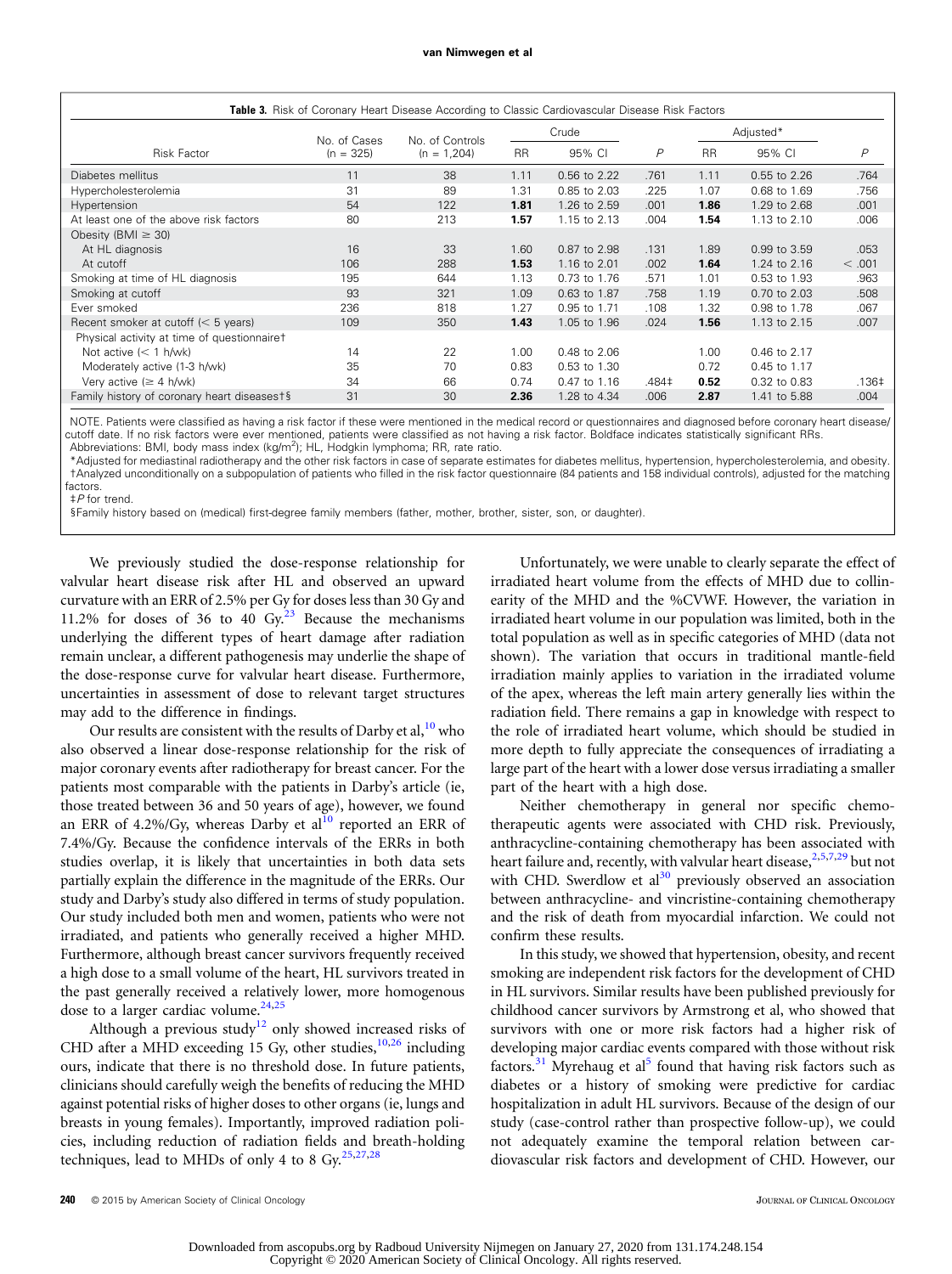**Table 3.** Risk of Coronary Heart Disease According to Classic Cardiovascular Disease Risk Factors

| Risk Factor | No. of Cases (n = 325) | No. of Controls (n = 1,204) | Crude | | | Adjusted* | | |
|---|---|---|---|---|---|---|---|---|
| | | | RR | 95% CI | P | RR | 95% CI | P |
| Diabetes mellitus | 11 | 38 | 1.11 | 0.56 to 2.22 | .761 | 1.11 | 0.55 to 2.26 | .764 |
| Hypercholesterolemia | 31 | 89 | 1.31 | 0.85 to 2.03 | .225 | 1.07 | 0.68 to 1.69 | .756 |
| Hypertension | 54 | 122 | **1.81** | 1.26 to 2.59 | .001 | **1.86** | 1.29 to 2.68 | .001 |
| At least one of the above risk factors | 80 | 213 | **1.57** | 1.15 to 2.13 | .004 | **1.54** | 1.13 to 2.10 | .006 |
| Obesity (BMI ≥ 30) | | | | | | | | |
| At HL diagnosis | 16 | 33 | 1.60 | 0.87 to 2.98 | .131 | 1.89 | 0.99 to 3.59 | .053 |
| At cutoff | 106 | 288 | **1.53** | 1.16 to 2.01 | .002 | **1.64** | 1.24 to 2.16 | < .001 |
| Smoking at time of HL diagnosis | 195 | 644 | 1.13 | 0.73 to 1.76 | .571 | 1.01 | 0.53 to 1.93 | .963 |
| Smoking at cutoff | 93 | 321 | 1.09 | 0.63 to 1.87 | .758 | 1.19 | 0.70 to 2.03 | .508 |
| Ever smoked | 236 | 818 | 1.27 | 0.95 to 1.71 | .108 | 1.32 | 0.98 to 1.78 | .067 |
| Recent smoker at cutoff (< 5 years) | 109 | 350 | **1.43** | 1.05 to 1.96 | .024 | **1.56** | 1.13 to 2.15 | .007 |
| Physical activity at time of questionnaire† | | | | | | | | |
| Not active (< 1 h/wk) | 14 | 22 | 1.00 | 0.48 to 2.06 | | 1.00 | 0.46 to 2.17 | |
| Moderately active (1-3 h/wk) | 35 | 70 | 0.83 | 0.53 to 1.30 | | 0.72 | 0.45 to 1.17 | |
| Very active (≥ 4 h/wk) | 34 | 66 | 0.74 | 0.47 to 1.16 | .484‡ | **0.52** | 0.32 to 0.83 | .136‡ |
| Family history of coronary heart diseases†§ | 31 | 30 | **2.36** | 1.28 to 4.34 | .006 | **2.87** | 1.41 to 5.88 | .004 |

NOTE. Patients were classified as having a risk factor if these were mentioned in the medical record or questionnaires and diagnosed before coronary heart disease/cutoff date. If no risk factors were ever mentioned, patients were classified as not having a risk factor. Boldface indicates statistically significant RRs.
Abbreviations: BMI, body mass index (kg/m$^2$); HL, Hodgkin lymphoma; RR, rate ratio.
*Adjusted for mediastinal radiotherapy and the other risk factors in case of separate estimates for diabetes mellitus, hypertension, hypercholesterolemia, and obesity.
†Analyzed unconditionally on a subpopulation of patients who filled in the risk factor questionnaire (84 patients and 158 individual controls), adjusted for the matching factors.
‡*P* for trend.
§Family history based on (medical) first-degree family members (father, mother, brother, sister, son, or daughter).

We previously studied the dose-response relationship for valvular heart disease risk after HL and observed an upward curvature with an ERR of 2.5% per Gy for doses less than 30 Gy and 11.2% for doses of 36 to 40 Gy.[23] Because the mechanisms underlying the different types of heart damage after radiation remain unclear, a different pathogenesis may underlie the shape of the dose-response curve for valvular heart disease. Furthermore, uncertainties in assessment of dose to relevant target structures may add to the difference in findings.

Our results are consistent with the results of Darby et al,[10] who also observed a linear dose-response relationship for the risk of major coronary events after radiotherapy for breast cancer. For the patients most comparable with the patients in Darby's article (ie, those treated between 36 and 50 years of age), however, we found an ERR of 4.2%/Gy, whereas Darby et al[10] reported an ERR of 7.4%/Gy. Because the confidence intervals of the ERRs in both studies overlap, it is likely that uncertainties in both data sets partially explain the difference in the magnitude of the ERRs. Our study and Darby's study also differed in terms of study population. Our study included both men and women, patients who were not irradiated, and patients who generally received a higher MHD. Furthermore, although breast cancer survivors frequently received a high dose to a small volume of the heart, HL survivors treated in the past generally received a relatively lower, more homogenous dose to a larger cardiac volume.[24,25]

Although a previous study[12] only showed increased risks of CHD after a MHD exceeding 15 Gy, other studies,[10,26] including ours, indicate that there is no threshold dose. In future patients, clinicians should carefully weigh the benefits of reducing the MHD against potential risks of higher doses to other organs (ie, lungs and breasts in young females). Importantly, improved radiation policies, including reduction of radiation fields and breath-holding techniques, lead to MHDs of only 4 to 8 Gy.[25,27,28]

Unfortunately, we were unable to clearly separate the effect of irradiated heart volume from the effects of MHD due to collinearity of the MHD and the %CVWF. However, the variation in irradiated heart volume in our population was limited, both in the total population as well as in specific categories of MHD (data not shown). The variation that occurs in traditional mantle-field irradiation mainly applies to variation in the irradiated volume of the apex, whereas the left main artery generally lies within the radiation field. There remains a gap in knowledge with respect to the role of irradiated heart volume, which should be studied in more depth to fully appreciate the consequences of irradiating a large part of the heart with a lower dose versus irradiating a smaller part of the heart with a high dose.

Neither chemotherapy in general nor specific chemotherapeutic agents were associated with CHD risk. Previously, anthracycline-containing chemotherapy has been associated with heart failure and, recently, with valvular heart disease,[2,5,7,29] but not with CHD. Swerdlow et al[30] previously observed an association between anthracycline- and vincristine-containing chemotherapy and the risk of death from myocardial infarction. We could not confirm these results.

In this study, we showed that hypertension, obesity, and recent smoking are independent risk factors for the development of CHD in HL survivors. Similar results have been published previously for childhood cancer survivors by Armstrong et al, who showed that survivors with one or more risk factors had a higher risk of developing major cardiac events compared with those without risk factors.[31] Myrehaug et al[5] found that having risk factors such as diabetes or a history of smoking were predictive for cardiac hospitalization in adult HL survivors. Because of the design of our study (case-control rather than prospective follow-up), we could not adequately examine the temporal relation between cardiovascular risk factors and development of CHD. However, our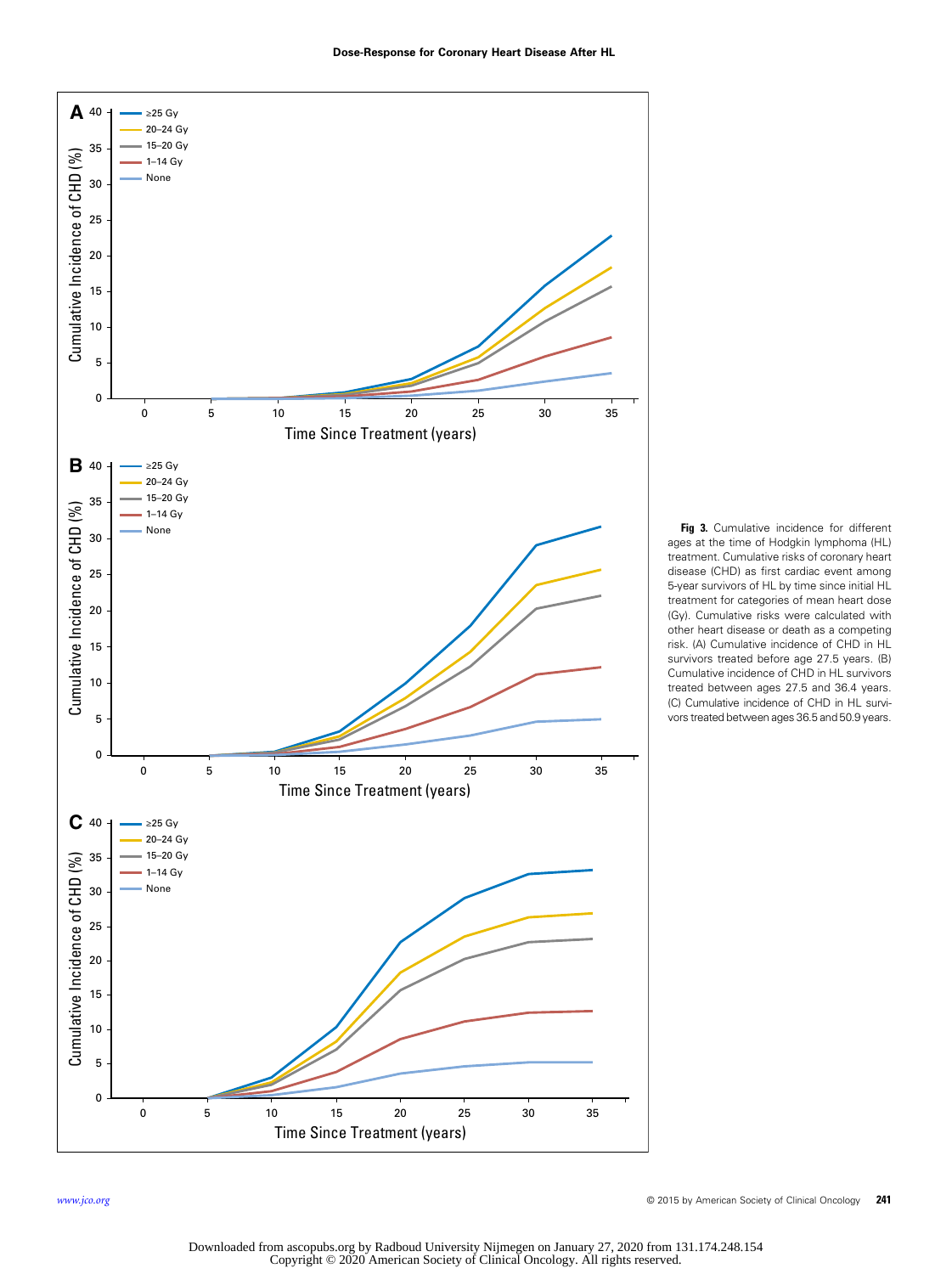**Fig 3.** Cumulative incidence for different ages at the time of Hodgkin lymphoma (HL) treatment. Cumulative risks of coronary heart disease (CHD) as first cardiac event among 5-year survivors of HL by time since initial HL treatment for categories of mean heart dose (Gy). Cumulative risks were calculated with other heart disease or death as a competing risk. (A) Cumulative incidence of CHD in HL survivors treated before age 27.5 years. (B) Cumulative incidence of CHD in HL survivors treated between ages 27.5 and 36.4 years. (C) Cumulative incidence of CHD in HL survivors treated between ages 36.5 and 50.9 years.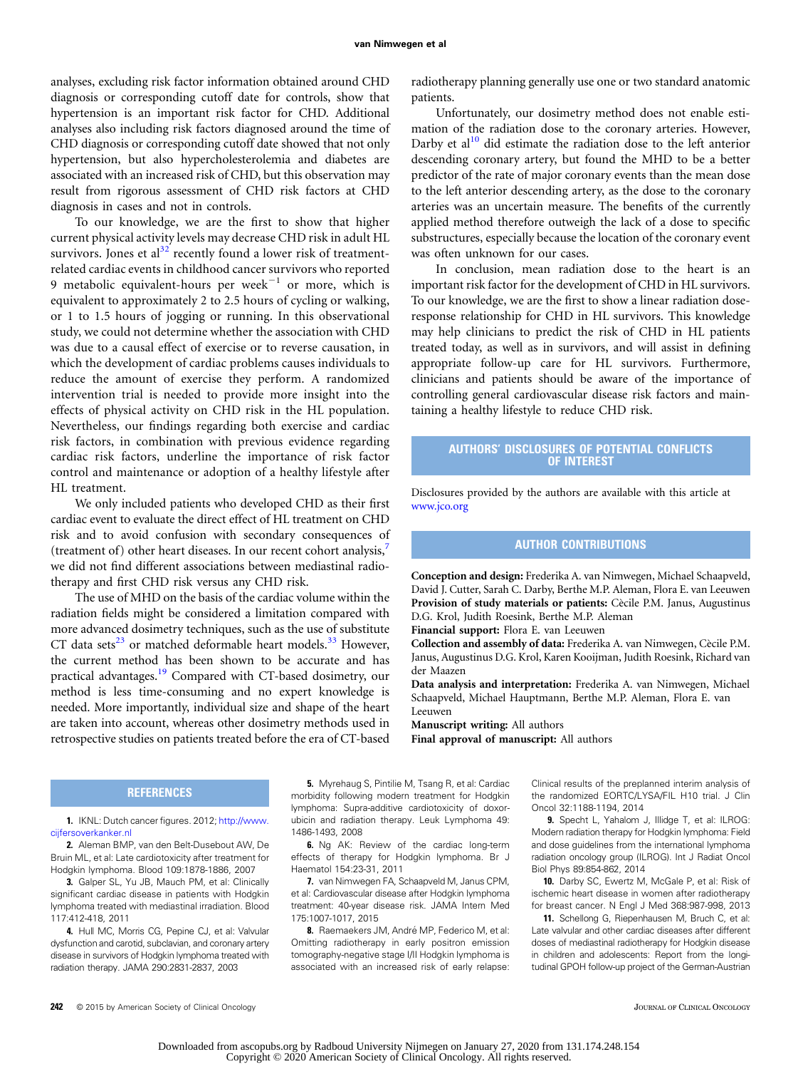analyses, excluding risk factor information obtained around CHD diagnosis or corresponding cutoff date for controls, show that hypertension is an important risk factor for CHD. Additional analyses also including risk factors diagnosed around the time of CHD diagnosis or corresponding cutoff date showed that not only hypertension, but also hypercholesterolemia and diabetes are associated with an increased risk of CHD, but this observation may result from rigorous assessment of CHD risk factors at CHD diagnosis in cases and not in controls.

To our knowledge, we are the first to show that higher current physical activity levels may decrease CHD risk in adult HL survivors. Jones et al[32] recently found a lower risk of treatment-related cardiac events in childhood cancer survivors who reported 9 metabolic equivalent-hours per week$^{-1}$ or more, which is equivalent to approximately 2 to 2.5 hours of cycling or walking, or 1 to 1.5 hours of jogging or running. In this observational study, we could not determine whether the association with CHD was due to a causal effect of exercise or to reverse causation, in which the development of cardiac problems causes individuals to reduce the amount of exercise they perform. A randomized intervention trial is needed to provide more insight into the effects of physical activity on CHD risk in the HL population. Nevertheless, our findings regarding both exercise and cardiac risk factors, in combination with previous evidence regarding cardiac risk factors, underline the importance of risk factor control and maintenance or adoption of a healthy lifestyle after HL treatment.

We only included patients who developed CHD as their first cardiac event to evaluate the direct effect of HL treatment on CHD risk and to avoid confusion with secondary consequences of (treatment of) other heart diseases. In our recent cohort analysis,[7] we did not find different associations between mediastinal radiotherapy and first CHD risk versus any CHD risk.

The use of MHD on the basis of the cardiac volume within the radiation fields might be considered a limitation compared with more advanced dosimetry techniques, such as the use of substitute CT data sets[23] or matched deformable heart models.[33] However, the current method has been shown to be accurate and has practical advantages.[19] Compared with CT-based dosimetry, our method is less time-consuming and no expert knowledge is needed. More importantly, individual size and shape of the heart are taken into account, whereas other dosimetry methods used in retrospective studies on patients treated before the era of CT-based radiotherapy planning generally use one or two standard anatomic patients.

Unfortunately, our dosimetry method does not enable estimation of the radiation dose to the coronary arteries. However, Darby et al[10] did estimate the radiation dose to the left anterior descending coronary artery, but found the MHD to be a better predictor of the rate of major coronary events than the mean dose to the left anterior descending artery, as the dose to the coronary arteries was an uncertain measure. The benefits of the currently applied method therefore outweigh the lack of a dose to specific substructures, especially because the location of the coronary event was often unknown for our cases.

In conclusion, mean radiation dose to the heart is an important risk factor for the development of CHD in HL survivors. To our knowledge, we are the first to show a linear radiation dose-response relationship for CHD in HL survivors. This knowledge may help clinicians to predict the risk of CHD in HL patients treated today, as well as in survivors, and will assist in defining appropriate follow-up care for HL survivors. Furthermore, clinicians and patients should be aware of the importance of controlling general cardiovascular disease risk factors and maintaining a healthy lifestyle to reduce CHD risk.

## AUTHORS' DISCLOSURES OF POTENTIAL CONFLICTS OF INTEREST

Disclosures provided by the authors are available with this article at www.jco.org

## AUTHOR CONTRIBUTIONS

**Conception and design:** Frederika A. van Nimwegen, Michael Schaapveld, David J. Cutter, Sarah C. Darby, Berthe M.P. Aleman, Flora E. van Leeuwen
**Provision of study materials or patients:** Cècile P.M. Janus, Augustinus D.G. Krol, Judith Roesink, Berthe M.P. Aleman
**Financial support:** Flora E. van Leeuwen
**Collection and assembly of data:** Frederika A. van Nimwegen, Cècile P.M. Janus, Augustinus D.G. Krol, Karen Kooijman, Judith Roesink, Richard van der Maazen
**Data analysis and interpretation:** Frederika A. van Nimwegen, Michael Schaapveld, Michael Hauptmann, Berthe M.P. Aleman, Flora E. van Leeuwen
**Manuscript writing:** All authors
**Final approval of manuscript:** All authors

## REFERENCES

1. IKNL: Dutch cancer figures. 2012; http://www.cijfersoverkanker.nl

2. Aleman BMP, van den Belt-Dusebout AW, De Bruin ML, et al: Late cardiotoxicity after treatment for Hodgkin lymphoma. Blood 109:1878-1886, 2007

3. Galper SL, Yu JB, Mauch PM, et al: Clinically significant cardiac disease in patients with Hodgkin lymphoma treated with mediastinal irradiation. Blood 117:412-418, 2011

4. Hull MC, Morris CG, Pepine CJ, et al: Valvular dysfunction and carotid, subclavian, and coronary artery disease in survivors of Hodgkin lymphoma treated with radiation therapy. JAMA 290:2831-2837, 2003

5. Myrehaug S, Pintilie M, Tsang R, et al: Cardiac morbidity following modern treatment for Hodgkin lymphoma: Supra-additive cardiotoxicity of doxorubicin and radiation therapy. Leuk Lymphoma 49: 1486-1493, 2008

6. Ng AK: Review of the cardiac long-term effects of therapy for Hodgkin lymphoma. Br J Haematol 154:23-31, 2011

7. van Nimwegen FA, Schaapveld M, Janus CPM, et al: Cardiovascular disease after Hodgkin lymphoma treatment: 40-year disease risk. JAMA Intern Med 175:1007-1017, 2015

8. Raemaekers JM, André MP, Federico M, et al: Omitting radiotherapy in early positron emission tomography-negative stage I/II Hodgkin lymphoma is associated with an increased risk of early relapse: Clinical results of the preplanned interim analysis of the randomized EORTC/LYSA/FIL H10 trial. J Clin Oncol 32:1188-1194, 2014

9. Specht L, Yahalom J, Illidge T, et al: ILROG: Modern radiation therapy for Hodgkin lymphoma: Field and dose guidelines from the international lymphoma radiation oncology group (ILROG). Int J Radiat Oncol Biol Phys 89:854-862, 2014

10. Darby SC, Ewertz M, McGale P, et al: Risk of ischemic heart disease in women after radiotherapy for breast cancer. N Engl J Med 368:987-998, 2013

11. Schellong G, Riepenhausen M, Bruch C, et al: Late valvular and other cardiac diseases after different doses of mediastinal radiotherapy for Hodgkin disease in children and adolescents: Report from the longitudinal GPOH follow-up project of the German-Austrian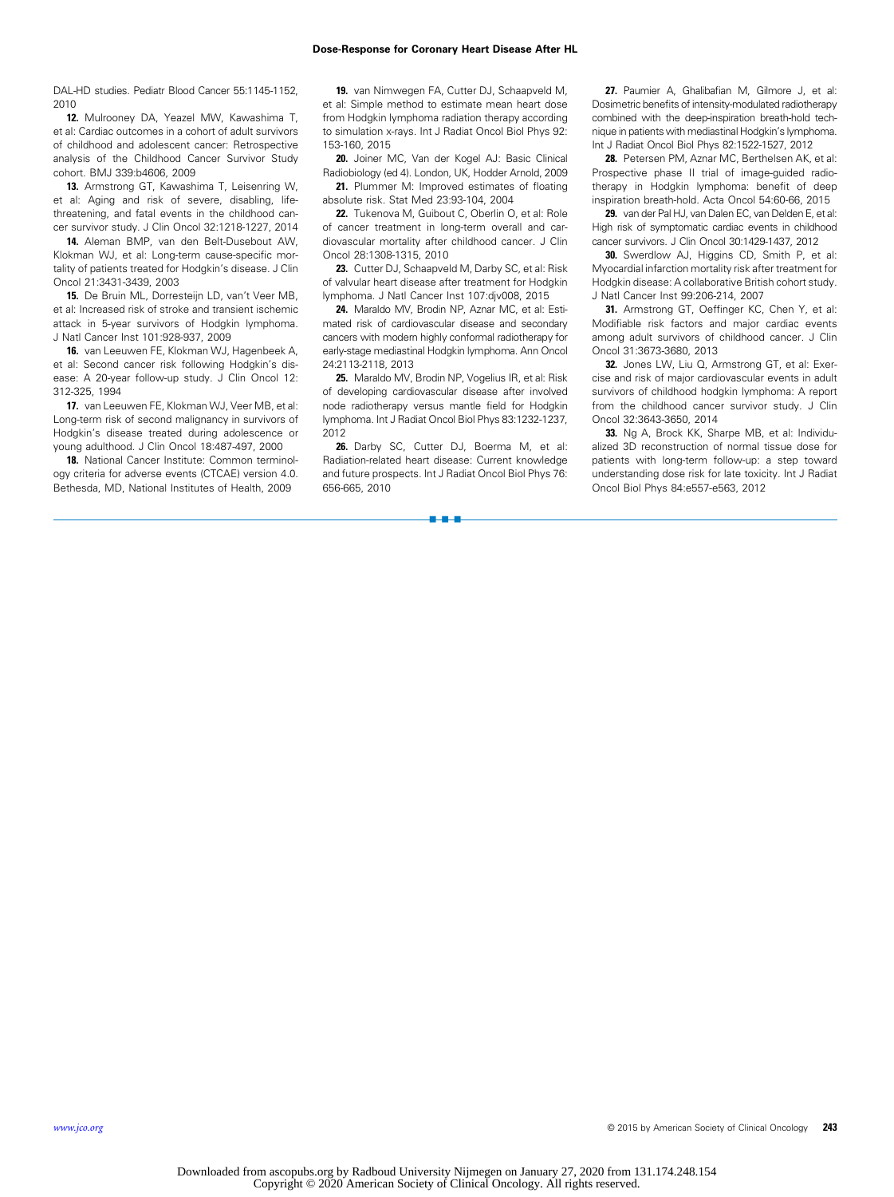DAL-HD studies. Pediatr Blood Cancer 55:1145-1152, 2010

**12.** Mulrooney DA, Yeazel MW, Kawashima T, et al: Cardiac outcomes in a cohort of adult survivors of childhood and adolescent cancer: Retrospective analysis of the Childhood Cancer Survivor Study cohort. BMJ 339:b4606, 2009

**13.** Armstrong GT, Kawashima T, Leisenring W, et al: Aging and risk of severe, disabling, life-threatening, and fatal events in the childhood cancer survivor study. J Clin Oncol 32:1218-1227, 2014

**14.** Aleman BMP, van den Belt-Dusebout AW, Klokman WJ, et al: Long-term cause-specific mortality of patients treated for Hodgkin's disease. J Clin Oncol 21:3431-3439, 2003

**15.** De Bruin ML, Dorresteijn LD, van't Veer MB, et al: Increased risk of stroke and transient ischemic attack in 5-year survivors of Hodgkin lymphoma. J Natl Cancer Inst 101:928-937, 2009

**16.** van Leeuwen FE, Klokman WJ, Hagenbeek A, et al: Second cancer risk following Hodgkin's disease: A 20-year follow-up study. J Clin Oncol 12: 312-325, 1994

**17.** van Leeuwen FE, Klokman WJ, Veer MB, et al: Long-term risk of second malignancy in survivors of Hodgkin's disease treated during adolescence or young adulthood. J Clin Oncol 18:487-497, 2000

**18.** National Cancer Institute: Common terminology criteria for adverse events (CTCAE) version 4.0. Bethesda, MD, National Institutes of Health, 2009

**19.** van Nimwegen FA, Cutter DJ, Schaapveld M, et al: Simple method to estimate mean heart dose from Hodgkin lymphoma radiation therapy according to simulation x-rays. Int J Radiat Oncol Biol Phys 92: 153-160, 2015

**20.** Joiner MC, Van der Kogel AJ: Basic Clinical Radiobiology (ed 4). London, UK, Hodder Arnold, 2009

**21.** Plummer M: Improved estimates of floating absolute risk. Stat Med 23:93-104, 2004

**22.** Tukenova M, Guibout C, Oberlin O, et al: Role of cancer treatment in long-term overall and cardiovascular mortality after childhood cancer. J Clin Oncol 28:1308-1315, 2010

**23.** Cutter DJ, Schaapveld M, Darby SC, et al: Risk of valvular heart disease after treatment for Hodgkin lymphoma. J Natl Cancer Inst 107:djv008, 2015

**24.** Maraldo MV, Brodin NP, Aznar MC, et al: Estimated risk of cardiovascular disease and secondary cancers with modern highly conformal radiotherapy for early-stage mediastinal Hodgkin lymphoma. Ann Oncol 24:2113-2118, 2013

**25.** Maraldo MV, Brodin NP, Vogelius IR, et al: Risk of developing cardiovascular disease after involved node radiotherapy versus mantle field for Hodgkin lymphoma. Int J Radiat Oncol Biol Phys 83:1232-1237, 2012

**26.** Darby SC, Cutter DJ, Boerma M, et al: Radiation-related heart disease: Current knowledge and future prospects. Int J Radiat Oncol Biol Phys 76: 656-665, 2010

**27.** Paumier A, Ghalibafian M, Gilmore J, et al: Dosimetric benefits of intensity-modulated radiotherapy combined with the deep-inspiration breath-hold technique in patients with mediastinal Hodgkin's lymphoma. Int J Radiat Oncol Biol Phys 82:1522-1527, 2012

**28.** Petersen PM, Aznar MC, Berthelsen AK, et al: Prospective phase II trial of image-guided radiotherapy in Hodgkin lymphoma: benefit of deep inspiration breath-hold. Acta Oncol 54:60-66, 2015

**29.** van der Pal HJ, van Dalen EC, van Delden E, et al: High risk of symptomatic cardiac events in childhood cancer survivors. J Clin Oncol 30:1429-1437, 2012

**30.** Swerdlow AJ, Higgins CD, Smith P, et al: Myocardial infarction mortality risk after treatment for Hodgkin disease: A collaborative British cohort study. J Natl Cancer Inst 99:206-214, 2007

**31.** Armstrong GT, Oeffinger KC, Chen Y, et al: Modifiable risk factors and major cardiac events among adult survivors of childhood cancer. J Clin Oncol 31:3673-3680, 2013

**32.** Jones LW, Liu Q, Armstrong GT, et al: Exercise and risk of major cardiovascular events in adult survivors of childhood hodgkin lymphoma: A report from the childhood cancer survivor study. J Clin Oncol 32:3643-3650, 2014

**33.** Ng A, Brock KK, Sharpe MB, et al: Individualized 3D reconstruction of normal tissue dose for patients with long-term follow-up: a step toward understanding dose risk for late toxicity. Int J Radiat Oncol Biol Phys 84:e557-e563, 2012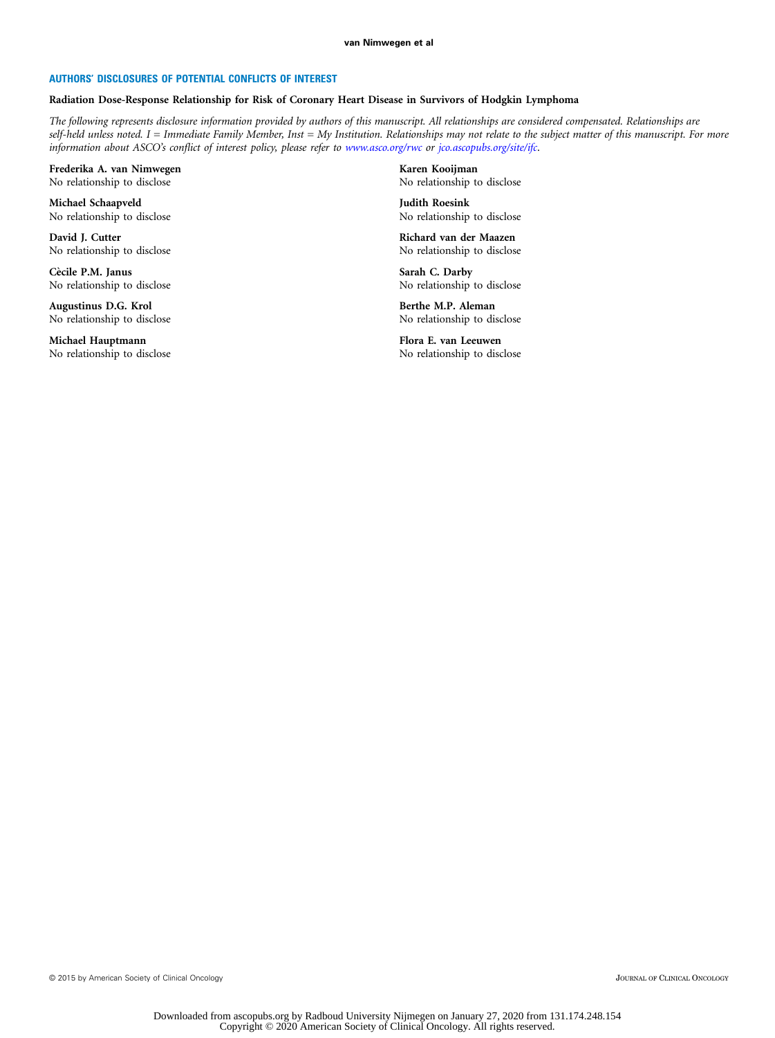## AUTHORS' DISCLOSURES OF POTENTIAL CONFLICTS OF INTEREST

**Radiation Dose-Response Relationship for Risk of Coronary Heart Disease in Survivors of Hodgkin Lymphoma**

*The following represents disclosure information provided by authors of this manuscript. All relationships are considered compensated. Relationships are self-held unless noted. I = Immediate Family Member, Inst = My Institution. Relationships may not relate to the subject matter of this manuscript. For more information about ASCO's conflict of interest policy, please refer to www.asco.org/rwc or jco.ascopubs.org/site/ifc.*

**Frederika A. van Nimwegen**
No relationship to disclose

**Michael Schaapveld**
No relationship to disclose

**David J. Cutter**
No relationship to disclose

**Cècile P.M. Janus**
No relationship to disclose

**Augustinus D.G. Krol**
No relationship to disclose

**Michael Hauptmann**
No relationship to disclose

**Karen Kooijman**
No relationship to disclose

**Judith Roesink**
No relationship to disclose

**Richard van der Maazen**
No relationship to disclose

**Sarah C. Darby**
No relationship to disclose

**Berthe M.P. Aleman**
No relationship to disclose

**Flora E. van Leeuwen**
No relationship to disclose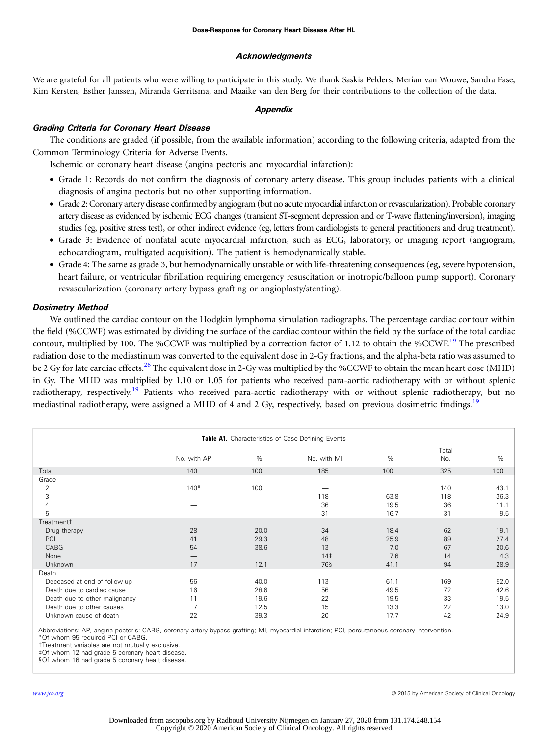## Acknowledgments

We are grateful for all patients who were willing to participate in this study. We thank Saskia Pelders, Merian van Wouwe, Sandra Fase, Kim Kersten, Esther Janssen, Miranda Gerritsma, and Maaike van den Berg for their contributions to the collection of the data.

## Appendix

### Grading Criteria for Coronary Heart Disease

The conditions are graded (if possible, from the available information) according to the following criteria, adapted from the Common Terminology Criteria for Adverse Events.

Ischemic or coronary heart disease (angina pectoris and myocardial infarction):

- Grade 1: Records do not confirm the diagnosis of coronary artery disease. This group includes patients with a clinical diagnosis of angina pectoris but no other supporting information.
- Grade 2: Coronary artery disease confirmed by angiogram (but no acute myocardial infarction or revascularization). Probable coronary artery disease as evidenced by ischemic ECG changes (transient ST-segment depression and or T-wave flattening/inversion), imaging studies (eg, positive stress test), or other indirect evidence (eg, letters from cardiologists to general practitioners and drug treatment).
- Grade 3: Evidence of nonfatal acute myocardial infarction, such as ECG, laboratory, or imaging report (angiogram, echocardiogram, multigated acquisition). The patient is hemodynamically stable.
- Grade 4: The same as grade 3, but hemodynamically unstable or with life-threatening consequences (eg, severe hypotension, heart failure, or ventricular fibrillation requiring emergency resuscitation or inotropic/balloon pump support). Coronary revascularization (coronary artery bypass grafting or angioplasty/stenting).

### Dosimetry Method

We outlined the cardiac contour on the Hodgkin lymphoma simulation radiographs. The percentage cardiac contour within the field (%CCWF) was estimated by dividing the surface of the cardiac contour within the field by the surface of the total cardiac contour, multiplied by 100. The %CCWF was multiplied by a correction factor of 1.12 to obtain the %CCWF.[19] The prescribed radiation dose to the mediastinum was converted to the equivalent dose in 2-Gy fractions, and the alpha-beta ratio was assumed to be 2 Gy for late cardiac effects.[26] The equivalent dose in 2-Gy was multiplied by the %CCWF to obtain the mean heart dose (MHD) in Gy. The MHD was multiplied by 1.10 or 1.05 for patients who received para-aortic radiotherapy with or without splenic radiotherapy, respectively.[19] Patients who received para-aortic radiotherapy with or without splenic radiotherapy, but no mediastinal radiotherapy, were assigned a MHD of 4 and 2 Gy, respectively, based on previous dosimetric findings.[19]

**Table A1.** Characteristics of Case-Defining Events

| | No. with AP | % | No. with MI | % | Total No. | % |
|---|---|---|---|---|---|---|
| Total | 140 | 100 | 185 | 100 | 325 | 100 |
| Grade | | | | | | |
| 2 | 140* | 100 | — | | 140 | 43.1 |
| 3 | — | | 118 | 63.8 | 118 | 36.3 |
| 4 | — | | 36 | 19.5 | 36 | 11.1 |
| 5 | — | | 31 | 16.7 | 31 | 9.5 |
| Treatment† | | | | | | |
| Drug therapy | 28 | 20.0 | 34 | 18.4 | 62 | 19.1 |
| PCI | 41 | 29.3 | 48 | 25.9 | 89 | 27.4 |
| CABG | 54 | 38.6 | 13 | 7.0 | 67 | 20.6 |
| None | — | | 14‡ | 7.6 | 14 | 4.3 |
| Unknown | 17 | 12.1 | 76§ | 41.1 | 94 | 28.9 |
| Death | | | | | | |
| Deceased at end of follow-up | 56 | 40.0 | 113 | 61.1 | 169 | 52.0 |
| Death due to cardiac cause | 16 | 28.6 | 56 | 49.5 | 72 | 42.6 |
| Death due to other malignancy | 11 | 19.6 | 22 | 19.5 | 33 | 19.5 |
| Death due to other causes | 7 | 12.5 | 15 | 13.3 | 22 | 13.0 |
| Unknown cause of death | 22 | 39.3 | 20 | 17.7 | 42 | 24.9 |

Abbreviations: AP, angina pectoris; CABG, coronary artery bypass grafting; MI, myocardial infarction; PCI, percutaneous coronary intervention.
*Of whom 95 required PCI or CABG.
†Treatment variables are not mutually exclusive.
‡Of whom 12 had grade 5 coronary heart disease.
§Of whom 16 had grade 5 coronary heart disease.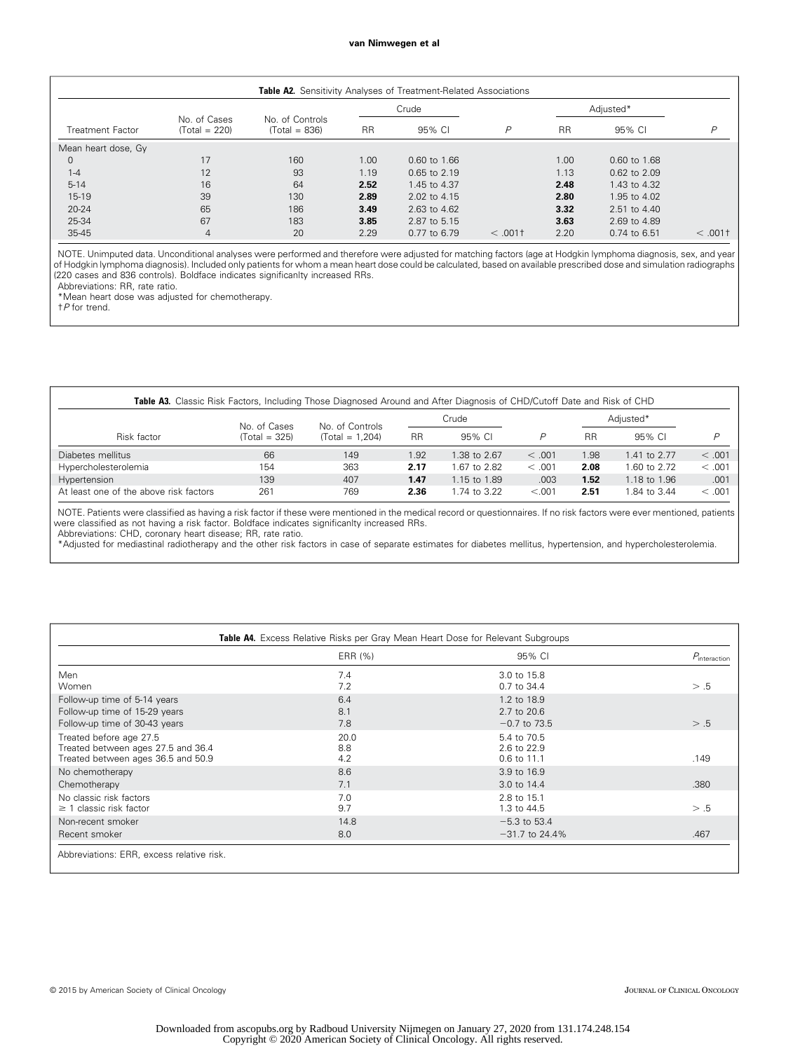**Table A2.** Sensitivity Analyses of Treatment-Related Associations

| Treatment Factor | No. of Cases (Total = 220) | No. of Controls (Total = 836) | Crude | | | Adjusted* | | |
|---|---|---|---|---|---|---|---|---|
| | | | RR | 95% CI | P | RR | 95% CI | P |
| Mean heart dose, Gy | | | | | | | | |
| 0 | 17 | 160 | 1.00 | 0.60 to 1.66 | | 1.00 | 0.60 to 1.68 | |
| 1-4 | 12 | 93 | 1.19 | 0.65 to 2.19 | | 1.13 | 0.62 to 2.09 | |
| 5-14 | 16 | 64 | **2.52** | 1.45 to 4.37 | | **2.48** | 1.43 to 4.32 | |
| 15-19 | 39 | 130 | **2.89** | 2.02 to 4.15 | | **2.80** | 1.95 to 4.02 | |
| 20-24 | 65 | 186 | **3.49** | 2.63 to 4.62 | | **3.32** | 2.51 to 4.40 | |
| 25-34 | 67 | 183 | **3.85** | 2.87 to 5.15 | | **3.63** | 2.69 to 4.89 | |
| 35-45 | 4 | 20 | 2.29 | 0.77 to 6.79 | < .001† | 2.20 | 0.74 to 6.51 | < .001† |

NOTE. Unimputed data. Unconditional analyses were performed and therefore were adjusted for matching factors (age at Hodgkin lymphoma diagnosis, sex, and year of Hodgkin lymphoma diagnosis). Included only patients for whom a mean heart dose could be calculated, based on available prescribed dose and simulation radiographs (220 cases and 836 controls). Boldface indicates significanlty increased RRs.
Abbreviations: RR, rate ratio.
*Mean heart dose was adjusted for chemotherapy.
†P for trend.

**Table A3.** Classic Risk Factors, Including Those Diagnosed Around and After Diagnosis of CHD/Cutoff Date and Risk of CHD

| Risk factor | No. of Cases (Total = 325) | No. of Controls (Total = 1,204) | Crude | | | Adjusted* | | |
|---|---|---|---|---|---|---|---|---|
| | | | RR | 95% CI | P | RR | 95% CI | P |
| Diabetes mellitus | 66 | 149 | 1.92 | 1.38 to 2.67 | < .001 | 1.98 | 1.41 to 2.77 | < .001 |
| Hypercholesterolemia | 154 | 363 | **2.17** | 1.67 to 2.82 | < .001 | **2.08** | 1.60 to 2.72 | < .001 |
| Hypertension | 139 | 407 | **1.47** | 1.15 to 1.89 | .003 | **1.52** | 1.18 to 1.96 | .001 |
| At least one of the above risk factors | 261 | 769 | **2.36** | 1.74 to 3.22 | <.001 | **2.51** | 1.84 to 3.44 | < .001 |

NOTE. Patients were classified as having a risk factor if these were mentioned in the medical record or questionnaires. If no risk factors were ever mentioned, patients were classified as not having a risk factor. Boldface indicates significanlty increased RRs.
Abbreviations: CHD, coronary heart disease; RR, rate ratio.
*Adjusted for mediastinal radiotherapy and the other risk factors in case of separate estimates for diabetes mellitus, hypertension, and hypercholesterolemia.

**Table A4.** Excess Relative Risks per Gray Mean Heart Dose for Relevant Subgroups

| | ERR (%) | 95% CI | $P_{interaction}$ |
|---|---|---|---|
| Men | 7.4 | 3.0 to 15.8 | |
| Women | 7.2 | 0.7 to 34.4 | > .5 |
| Follow-up time of 5-14 years | 6.4 | 1.2 to 18.9 | |
| Follow-up time of 15-29 years | 8.1 | 2.7 to 20.6 | |
| Follow-up time of 30-43 years | 7.8 | −0.7 to 73.5 | > .5 |
| Treated before age 27.5 | 20.0 | 5.4 to 70.5 | |
| Treated between ages 27.5 and 36.4 | 8.8 | 2.6 to 22.9 | |
| Treated between ages 36.5 and 50.9 | 4.2 | 0.6 to 11.1 | .149 |
| No chemotherapy | 8.6 | 3.9 to 16.9 | |
| Chemotherapy | 7.1 | 3.0 to 14.4 | .380 |
| No classic risk factors | 7.0 | 2.8 to 15.1 | |
| ≥ 1 classic risk factor | 9.7 | 1.3 to 44.5 | > .5 |
| Non-recent smoker | 14.8 | −5.3 to 53.4 | |
| Recent smoker | 8.0 | −31.7 to 24.4% | .467 |

Abbreviations: ERR, excess relative risk.